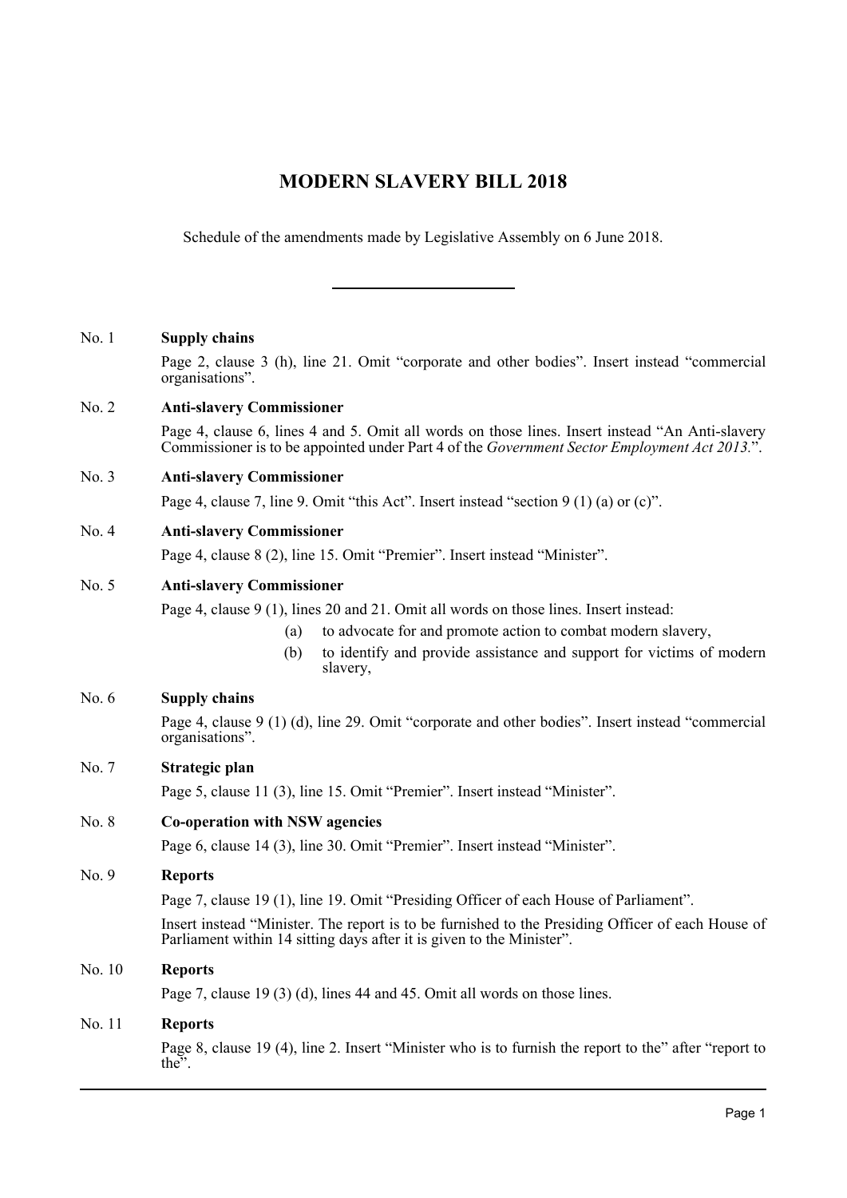# MODERN SLAVERY BILL 2018

Schedule of the amendments made by Legislative Assembly on 6 June 2018.

---

No. 1 **Supply chains**

Page 2, clause 3 (h), line 21. Omit "corporate and other bodies". Insert instead "commercial organisations".

No. 2 **Anti-slavery Commissioner**

Page 4, clause 6, lines 4 and 5. Omit all words on those lines. Insert instead "An Anti-slavery Commissioner is to be appointed under Part 4 of the *Government Sector Employment Act 2013*.".

No. 3 **Anti-slavery Commissioner**

Page 4, clause 7, line 9. Omit "this Act". Insert instead "section 9 (1) (a) or (c)".

No. 4 **Anti-slavery Commissioner**

Page 4, clause 8 (2), line 15. Omit "Premier". Insert instead "Minister".

No. 5 **Anti-slavery Commissioner**

Page 4, clause 9 (1), lines 20 and 21. Omit all words on those lines. Insert instead:

(a) to advocate for and promote action to combat modern slavery,

(b) to identify and provide assistance and support for victims of modern slavery,

No. 6 **Supply chains**

Page 4, clause 9 (1) (d), line 29. Omit "corporate and other bodies". Insert instead "commercial organisations".

No. 7 **Strategic plan**

Page 5, clause 11 (3), line 15. Omit "Premier". Insert instead "Minister".

No. 8 **Co-operation with NSW agencies**

Page 6, clause 14 (3), line 30. Omit "Premier". Insert instead "Minister".

No. 9 **Reports**

Page 7, clause 19 (1), line 19. Omit "Presiding Officer of each House of Parliament".

Insert instead "Minister. The report is to be furnished to the Presiding Officer of each House of Parliament within 14 sitting days after it is given to the Minister".

No. 10 **Reports**

Page 7, clause 19 (3) (d), lines 44 and 45. Omit all words on those lines.

No. 11 **Reports**

Page 8, clause 19 (4), line 2. Insert "Minister who is to furnish the report to the" after "report to the".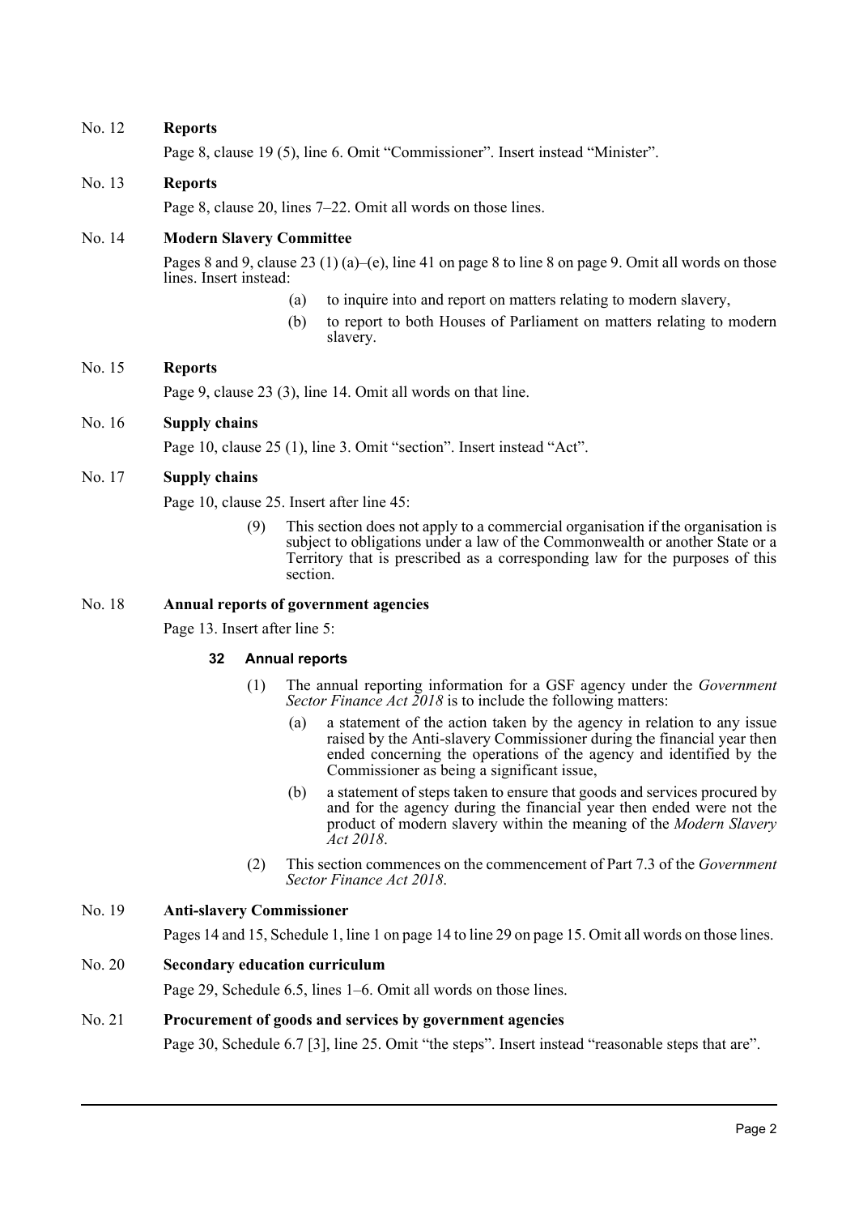No. 12 **Reports**

Page 8, clause 19 (5), line 6. Omit "Commissioner". Insert instead "Minister".

No. 13 **Reports**

Page 8, clause 20, lines 7–22. Omit all words on those lines.

No. 14 **Modern Slavery Committee**

Pages 8 and 9, clause 23 (1) (a)–(e), line 41 on page 8 to line 8 on page 9. Omit all words on those lines. Insert instead:

(a) to inquire into and report on matters relating to modern slavery,

(b) to report to both Houses of Parliament on matters relating to modern slavery.

No. 15 **Reports**

Page 9, clause 23 (3), line 14. Omit all words on that line.

No. 16 **Supply chains**

Page 10, clause 25 (1), line 3. Omit "section". Insert instead "Act".

No. 17 **Supply chains**

Page 10, clause 25. Insert after line 45:

(9) This section does not apply to a commercial organisation if the organisation is subject to obligations under a law of the Commonwealth or another State or a Territory that is prescribed as a corresponding law for the purposes of this section.

No. 18 **Annual reports of government agencies**

Page 13. Insert after line 5:

**32 Annual reports**

(1) The annual reporting information for a GSF agency under the *Government Sector Finance Act 2018* is to include the following matters:

(a) a statement of the action taken by the agency in relation to any issue raised by the Anti-slavery Commissioner during the financial year then ended concerning the operations of the agency and identified by the Commissioner as being a significant issue,

(b) a statement of steps taken to ensure that goods and services procured by and for the agency during the financial year then ended were not the product of modern slavery within the meaning of the *Modern Slavery Act 2018*.

(2) This section commences on the commencement of Part 7.3 of the *Government Sector Finance Act 2018*.

No. 19 **Anti-slavery Commissioner**

Pages 14 and 15, Schedule 1, line 1 on page 14 to line 29 on page 15. Omit all words on those lines.

No. 20 **Secondary education curriculum**

Page 29, Schedule 6.5, lines 1–6. Omit all words on those lines.

No. 21 **Procurement of goods and services by government agencies**

Page 30, Schedule 6.7 [3], line 25. Omit "the steps". Insert instead "reasonable steps that are".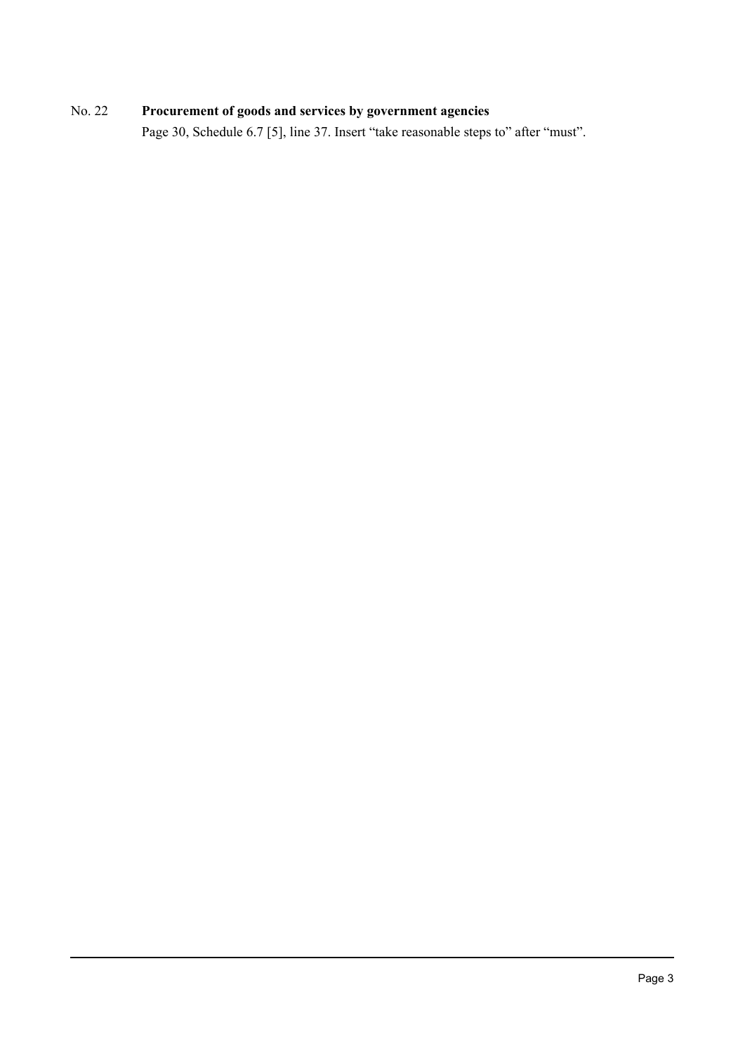No. 22 **Procurement of goods and services by government agencies**

Page 30, Schedule 6.7 [5], line 37. Insert "take reasonable steps to" after "must".